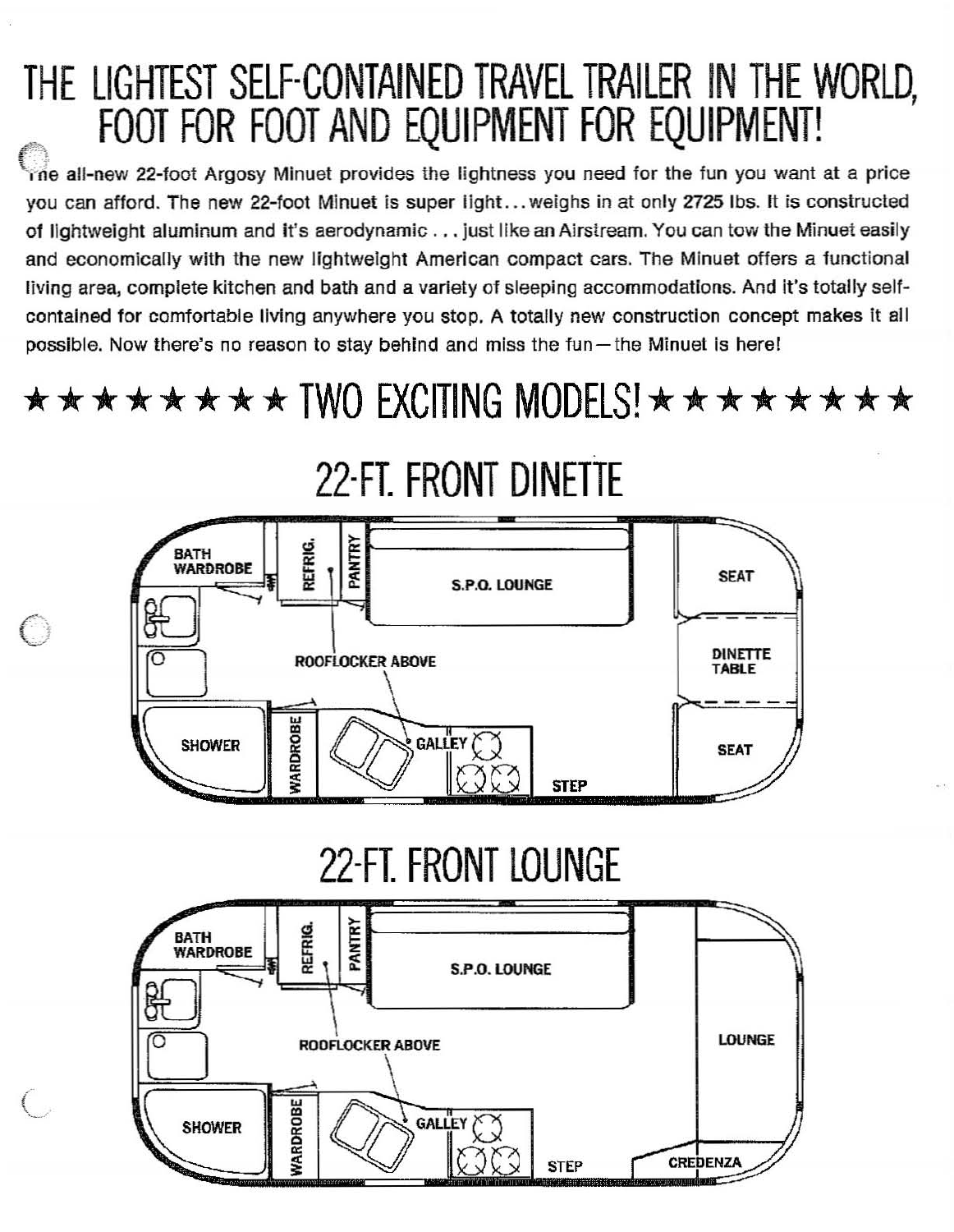# THE LIGHTEST SELF-CONTAINED TRAVEL TRAILER IN THE WORLD, FOOT FOR FOOT AND EQUIPMENT FOR EQUIPMENT!

The all-new 22-foot Argosy Minuet provides the lightness you need for the fun you want at a price you can afford. The new 22-foot Minuet is super light... weighs in at only **2725** lbs. It is constructed of lightweight aluminum and it's aerodynamic . . . just like an Airstream. You can tow the Minuet easily and economically with the new lightweight American compact cars. The Minuet offers a functional living area, complete kitchen and bath and a variety of sleeping accommodations. And it's totally self-contained for comfortable living anywhere you stop. A totally new construction concept makes it all possible. Now there's no reason to stay behind and miss the fun—the Minuet is here!

## ★★★★★★★★ TWO EXCITING MODELS! ★★★★★★★★

## 22-FT. FRONT DINETTE

## 22-FT. FRONT LOUNGE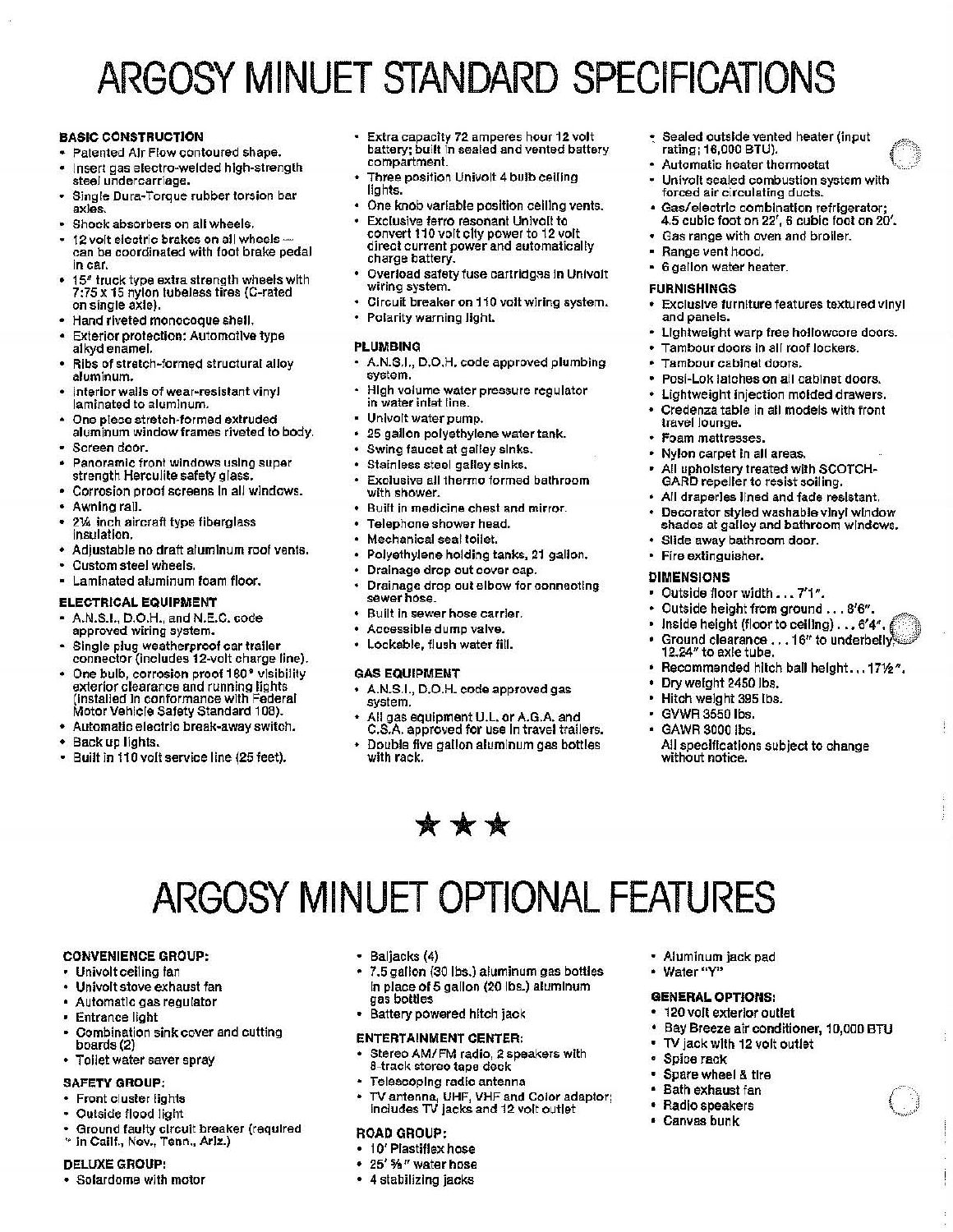# ARGOSY MINUET STANDARD SPECIFICATIONS

### BASIC CONSTRUCTION

- Patented Air Flow contoured shape.
- Insert gas electro-welded high-strength steel undercarriage.
- Single Dura-Torque rubber torsion bar axles.
- Shock absorbers on all wheels.
- 12 volt electric brakes on all wheels — can be coordinated with foot brake pedal in car.
- 15" truck type extra strength wheels with 7:75 x 15 nylon tubeless tires (C-rated on single axle).
- Hand riveted monocoque shell.
- Exterior protection: Automotive type alkyd enamel.
- Ribs of stretch-formed structural alloy aluminum.
- Interior walls of wear-resistant vinyl laminated to aluminum.
- One piece stretch-formed extruded aluminum window frames riveted to body.
- Screen door.
- Panoramic front windows using super strength Herculite safety glass.
- Corrosion proof screens in all windows.
- Awning rail.
- 2¼ inch aircraft type fiberglass insulation.
- Adjustable no draft aluminum roof vents.
- Custom steel wheels.
- Laminated aluminum foam floor.

### ELECTRICAL EQUIPMENT

- A.N.S.I., D.O.H., and N.E.C. code approved wiring system.
- Single plug weatherproof car trailer connector (includes 12-volt charge line).
- One bulb, corrosion proof 180° visibility exterior clearance and running lights (installed in conformance with Federal Motor Vehicle Safety Standard 108).
- Automatic electric break-away switch.
- Back up lights.
- Built in 110 volt service line (25 feet).
- Extra capacity 72 amperes hour 12 volt battery; built in sealed and vented battery compartment.
- Three position Univolt 4 bulb ceiling lights.
- One knob variable position ceiling vents.
- Exclusive ferro resonant Univolt to convert 110 volt city power to 12 volt direct current power and automatically charge battery.
- Overload safety fuse cartridges in Univolt wiring system.
- Circuit breaker on 110 volt wiring system.
- Polarity warning light.

### PLUMBING

- A.N.S.I., D.O.H. code approved plumbing system.
- High volume water pressure regulator in water inlet line.
- Univolt water pump.
- 25 gallon polyethylene water tank.
- Swing faucet at galley sinks.
- Stainless steel galley sinks.
- Exclusive all thermo formed bathroom with shower.
- Built in medicine chest and mirror.
- Telephone shower head.
- Mechanical seal toilet.
- Polyethylene holding tanks, 21 gallon.
- Drainage drop out cover cap.
- Drainage drop out elbow for connecting sewer hose.
- Built in sewer hose carrier.
- Accessible dump valve.
- Lockable, flush water fill.

### GAS EQUIPMENT

- A.N.S.I., D.O.H. code approved gas system.
- All gas equipment U.L. or A.G.A. and C.S.A. approved for use in travel trailers.
- Double five gallon aluminum gas bottles with rack.
- Sealed outside vented heater (input rating; 16,000 BTU).
- Automatic heater thermostat
- Univolt sealed combustion system with forced air circulating ducts.
- Gas/electric combination refrigerator; 4.5 cubic foot on 22', 6 cubic foot on 20'.
- Gas range with oven and broiler.
- Range vent hood.
- 6 gallon water heater.

### FURNISHINGS

- Exclusive furniture features textured vinyl and panels.
- Lightweight warp free hollowcore doors.
- Tambour doors in all roof lockers.
- Tambour cabinet doors.
- Posi-Lok latches on all cabinet doors.
- Lightweight injection molded drawers.
- Credenza table in all models with front travel lounge.
- Foam mattresses.
- Nylon carpet in all areas.
- All upholstery treated with SCOTCH-GARD repeller to resist soiling.
- All draperies lined and fade resistant.
- Decorator styled washable vinyl window shades at galley and bathroom windows.
- Slide away bathroom door.
- Fire extinguisher.

### DIMENSIONS

- Outside floor width . . . 7'1".
- Outside height from ground . . . 8'6".
- Inside height (floor to ceiling) . . . 6'4".
- Ground clearance . . . 16" to underbelly, 12.24" to axle tube.
- Recommended hitch ball height . . . 17½".
- Dry weight 2450 lbs.
- Hitch weight 395 lbs.
- GVWR 3550 lbs.
- GAWR 3000 lbs.

All specifications subject to change without notice.

★★★

# ARGOSY MINUET OPTIONAL FEATURES

### CONVENIENCE GROUP:

- Univolt ceiling fan
- Univolt stove exhaust fan
- Automatic gas regulator
- Entrance light
- Combination sink cover and cutting boards (2)
- Toilet water saver spray

### SAFETY GROUP:

- Front cluster lights
- Outside flood light
- Ground faulty circuit breaker (required in Calif., Nev., Tenn., Ariz.)

### DELUXE GROUP:

- Solardome with motor
- Baljacks (4)
- 7.5 gallon (30 lbs.) aluminum gas bottles in place of 5 gallon (20 lbs.) aluminum gas bottles
- Battery powered hitch jack

### ENTERTAINMENT CENTER:

- Stereo AM/FM radio, 2 speakers with 8-track stereo tape deck
- Telescoping radio antenna
- TV antenna, UHF, VHF and Color adaptor; includes TV jacks and 12 volt outlet

### ROAD GROUP:

- 10' Plastiflex hose
- 25' ⅝" water hose
- 4 stabilizing jacks
- Aluminum jack pad
- Water "Y"

### GENERAL OPTIONS:

- 120 volt exterior outlet
- Bay Breeze air conditioner, 10,000 BTU
- TV jack with 12 volt outlet
- Spice rack
- Spare wheel & tire
- Bath exhaust fan
- Radio speakers
- Canvas bunk